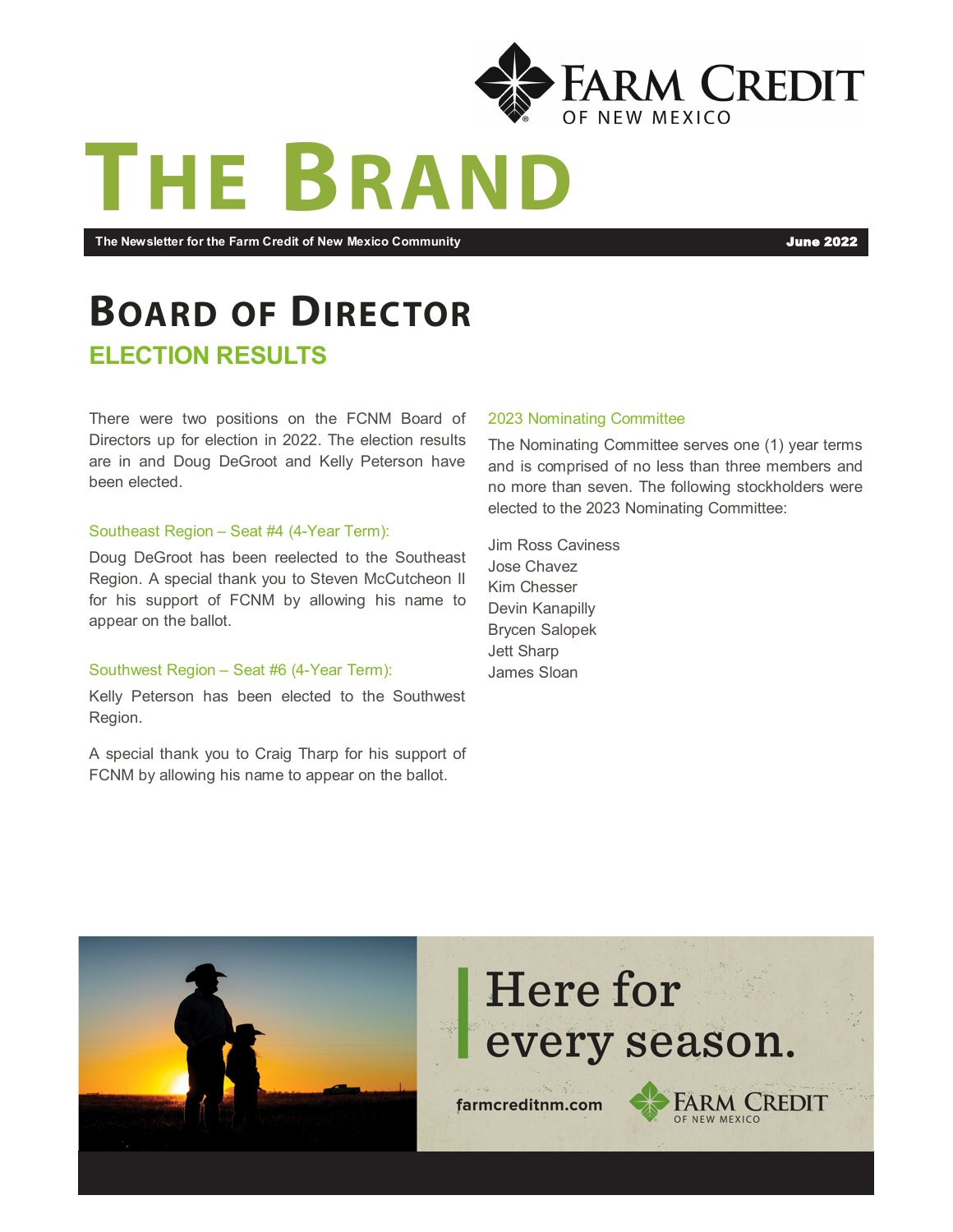# THE BRAND

**The Newsletter for the Farm Credit of New Mexico Community** — **June 2022**

## BOARD OF DIRECTOR

### ELECTION RESULTS

There were two positions on the FCNM Board of Directors up for election in 2022. The election results are in and Doug DeGroot and Kelly Peterson have been elected.

#### Southeast Region – Seat #4 (4-Year Term):

Doug DeGroot has been reelected to the Southeast Region. A special thank you to Steven McCutcheon II for his support of FCNM by allowing his name to appear on the ballot.

#### Southwest Region – Seat #6 (4-Year Term):

Kelly Peterson has been elected to the Southwest Region.

A special thank you to Craig Tharp for his support of FCNM by allowing his name to appear on the ballot.

#### 2023 Nominating Committee

The Nominating Committee serves one (1) year terms and is comprised of no less than three members and no more than seven. The following stockholders were elected to the 2023 Nominating Committee:

Jim Ross Caviness
Jose Chavez
Kim Chesser
Devin Kanapilly
Brycen Salopek
Jett Sharp
James Sloan

Here for every season.

farmcreditnm.com — Farm Credit of New Mexico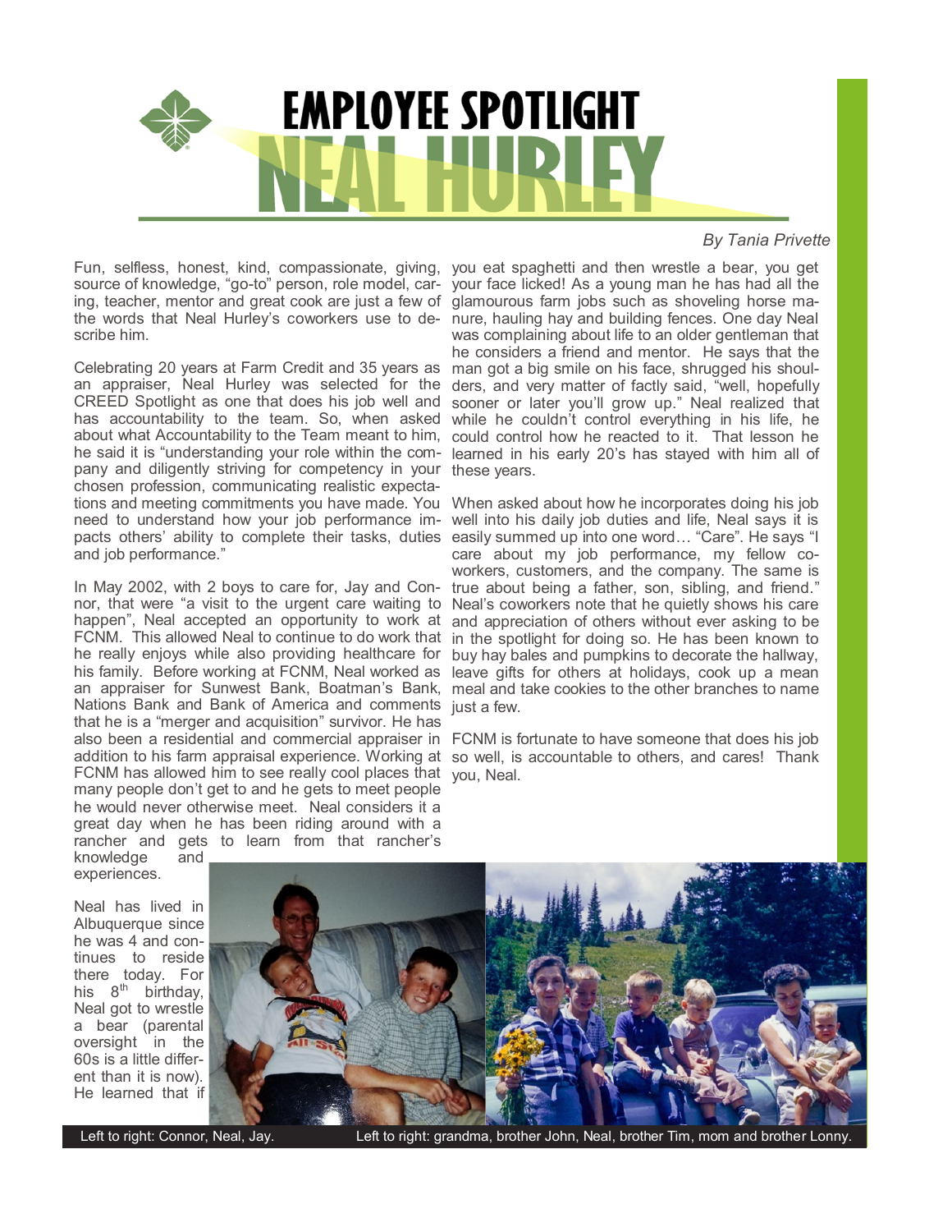# EMPLOYEE SPOTLIGHT

# NEAL HURLEY

*By Tania Privette*

Fun, selfless, honest, kind, compassionate, giving, source of knowledge, "go-to" person, role model, caring, teacher, mentor and great cook are just a few of the words that Neal Hurley's coworkers use to describe him.

Celebrating 20 years at Farm Credit and 35 years as an appraiser, Neal Hurley was selected for the CREED Spotlight as one that does his job well and has accountability to the team. So, when asked about what Accountability to the Team meant to him, he said it is "understanding your role within the company and diligently striving for competency in your chosen profession, communicating realistic expectations and meeting commitments you have made. You need to understand how your job performance impacts others' ability to complete their tasks, duties and job performance."

In May 2002, with 2 boys to care for, Jay and Connor, that were "a visit to the urgent care waiting to happen", Neal accepted an opportunity to work at FCNM. This allowed Neal to continue to do work that he really enjoys while also providing healthcare for his family. Before working at FCNM, Neal worked as an appraiser for Sunwest Bank, Boatman's Bank, Nations Bank and Bank of America and comments that he is a "merger and acquisition" survivor. He has also been a residential and commercial appraiser in addition to his farm appraisal experience. Working at FCNM has allowed him to see really cool places that many people don't get to and he gets to meet people he would never otherwise meet. Neal considers it a great day when he has been riding around with a rancher and gets to learn from that rancher's knowledge and experiences.

Neal has lived in Albuquerque since he was 4 and continues to reside there today. For his 8th birthday, Neal got to wrestle a bear (parental oversight in the 60s is a little different than it is now). He learned that if you eat spaghetti and then wrestle a bear, you get your face licked! As a young man he has had all the glamourous farm jobs such as shoveling horse manure, hauling hay and building fences. One day Neal was complaining about life to an older gentleman that he considers a friend and mentor. He says that the man got a big smile on his face, shrugged his shoulders, and very matter of factly said, "well, hopefully sooner or later you'll grow up." Neal realized that while he couldn't control everything in his life, he could control how he reacted to it. That lesson he learned in his early 20's has stayed with him all of these years.

When asked about how he incorporates doing his job well into his daily job duties and life, Neal says it is easily summed up into one word… "Care". He says "I care about my job performance, my fellow coworkers, customers, and the company. The same is true about being a father, son, sibling, and friend." Neal's coworkers note that he quietly shows his care and appreciation of others without ever asking to be in the spotlight for doing so. He has been known to buy hay bales and pumpkins to decorate the hallway, leave gifts for others at holidays, cook up a mean meal and take cookies to the other branches to name just a few.

FCNM is fortunate to have someone that does his job so well, is accountable to others, and cares! Thank you, Neal.

Left to right: Connor, Neal, Jay.

Left to right: grandma, brother John, Neal, brother Tim, mom and brother Lonny.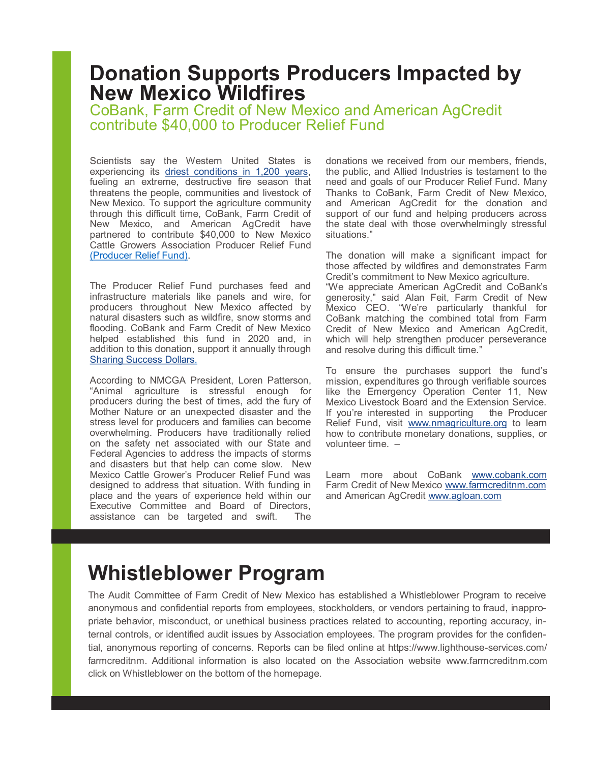# Donation Supports Producers Impacted by New Mexico Wildfires

## CoBank, Farm Credit of New Mexico and American AgCredit contribute $40,000 to Producer Relief Fund

Scientists say the Western United States is experiencing its driest conditions in 1,200 years, fueling an extreme, destructive fire season that threatens the people, communities and livestock of New Mexico. To support the agriculture community through this difficult time, CoBank, Farm Credit of New Mexico, and American AgCredit have partnered to contribute $40,000 to New Mexico Cattle Growers Association Producer Relief Fund (Producer Relief Fund).

The Producer Relief Fund purchases feed and infrastructure materials like panels and wire, for producers throughout New Mexico affected by natural disasters such as wildfire, snow storms and flooding. CoBank and Farm Credit of New Mexico helped established this fund in 2020 and, in addition to this donation, support it annually through Sharing Success Dollars.

According to NMCGA President, Loren Patterson, "Animal agriculture is stressful enough for producers during the best of times, add the fury of Mother Nature or an unexpected disaster and the stress level for producers and families can become overwhelming. Producers have traditionally relied on the safety net associated with our State and Federal Agencies to address the impacts of storms and disasters but that help can come slow. New Mexico Cattle Grower's Producer Relief Fund was designed to address that situation. With funding in place and the years of experience held within our Executive Committee and Board of Directors, assistance can be targeted and swift. The donations we received from our members, friends, the public, and Allied Industries is testament to the need and goals of our Producer Relief Fund. Many Thanks to CoBank, Farm Credit of New Mexico, and American AgCredit for the donation and support of our fund and helping producers across the state deal with those overwhelmingly stressful situations."

The donation will make a significant impact for those affected by wildfires and demonstrates Farm Credit's commitment to New Mexico agriculture.
"We appreciate American AgCredit and CoBank's generosity," said Alan Feit, Farm Credit of New Mexico CEO. "We're particularly thankful for CoBank matching the combined total from Farm Credit of New Mexico and American AgCredit, which will help strengthen producer perseverance and resolve during this difficult time."

To ensure the purchases support the fund's mission, expenditures go through verifiable sources like the Emergency Operation Center 11, New Mexico Livestock Board and the Extension Service. If you're interested in supporting the Producer Relief Fund, visit www.nmagriculture.org to learn how to contribute monetary donations, supplies, or volunteer time. –

Learn more about CoBank www.cobank.com Farm Credit of New Mexico www.farmcreditnm.com and American AgCredit www.agloan.com

# Whistleblower Program

The Audit Committee of Farm Credit of New Mexico has established a Whistleblower Program to receive anonymous and confidential reports from employees, stockholders, or vendors pertaining to fraud, inappropriate behavior, misconduct, or unethical business practices related to accounting, reporting accuracy, internal controls, or identified audit issues by Association employees. The program provides for the confidential, anonymous reporting of concerns. Reports can be filed online at https://www.lighthouse-services.com/farmcreditnm. Additional information is also located on the Association website www.farmcreditnm.com click on Whistleblower on the bottom of the homepage.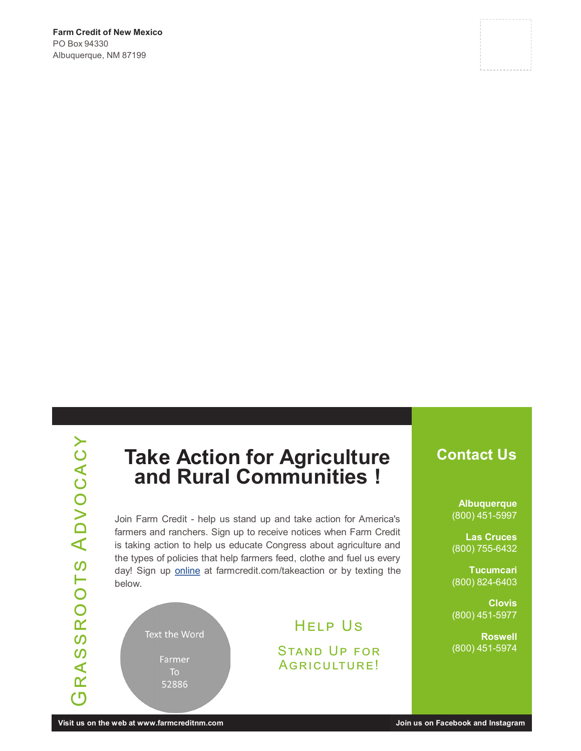**Farm Credit of New Mexico**
PO Box 94330
Albuquerque, NM 87199

GRASSROOTS ADVOCACY

# Take Action for Agriculture and Rural Communities !

Join Farm Credit - help us stand up and take action for America's farmers and ranchers. Sign up to receive notices when Farm Credit is taking action to help us educate Congress about agriculture and the types of policies that help farmers feed, clothe and fuel us every day! Sign up online at farmcredit.com/takeaction or by texting the below.

Text the Word

Farmer
To
52886

HELP US

STAND UP FOR AGRICULTURE!

## Contact Us

**Albuquerque**
(800) 451-5997

**Las Cruces**
(800) 755-6432

**Tucumcari**
(800) 824-6403

**Clovis**
(800) 451-5977

**Roswell**
(800) 451-5974

**Visit us on the web at www.farmcreditnm.com**

**Join us on Facebook and Instagram**